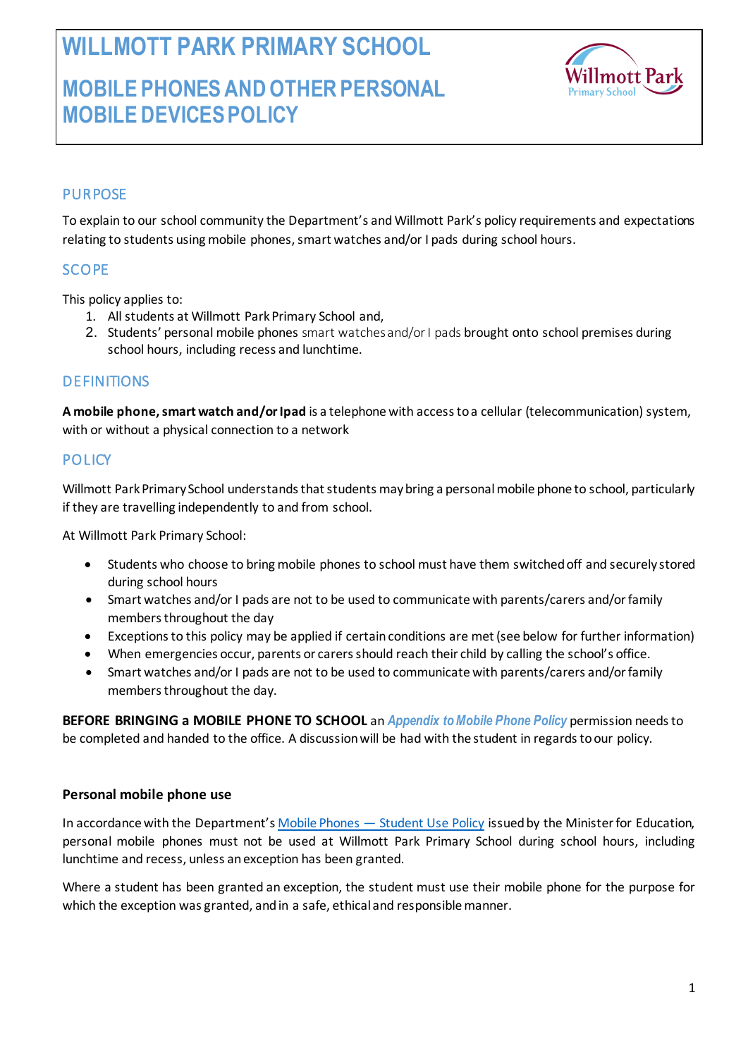# WILLMOTT PARK PRIMARY SCHOOL

## MOBILE PHONES AND OTHER PERSONAL MOBILE DEVICES POLICY

### PURPOSE

To explain to our school community the Department's and Willmott Park's policy requirements and expectations relating to students using mobile phones, smart watches and/or I pads during school hours.

### SCOPE

This policy applies to:

1. All students at Willmott Park Primary School and,
2. Students' personal mobile phones smart watches and/or I pads brought onto school premises during school hours, including recess and lunchtime.

### DEFINITIONS

**A mobile phone, smart watch and/or Ipad** is a telephone with access to a cellular (telecommunication) system, with or without a physical connection to a network

### POLICY

Willmott Park Primary School understands that students may bring a personal mobile phone to school, particularly if they are travelling independently to and from school.

At Willmott Park Primary School:

- Students who choose to bring mobile phones to school must have them switched off and securely stored during school hours
- Smart watches and/or I pads are not to be used to communicate with parents/carers and/or family members throughout the day
- Exceptions to this policy may be applied if certain conditions are met (see below for further information)
- When emergencies occur, parents or carers should reach their child by calling the school's office.
- Smart watches and/or I pads are not to be used to communicate with parents/carers and/or family members throughout the day.

**BEFORE BRINGING a MOBILE PHONE TO SCHOOL** an ***Appendix to Mobile Phone Policy*** permission needs to be completed and handed to the office. A discussion will be had with the student in regards to our policy.

**Personal mobile phone use**

In accordance with the Department's Mobile Phones — Student Use Policy issued by the Minister for Education, personal mobile phones must not be used at Willmott Park Primary School during school hours, including lunchtime and recess, unless an exception has been granted.

Where a student has been granted an exception, the student must use their mobile phone for the purpose for which the exception was granted, and in a safe, ethical and responsible manner.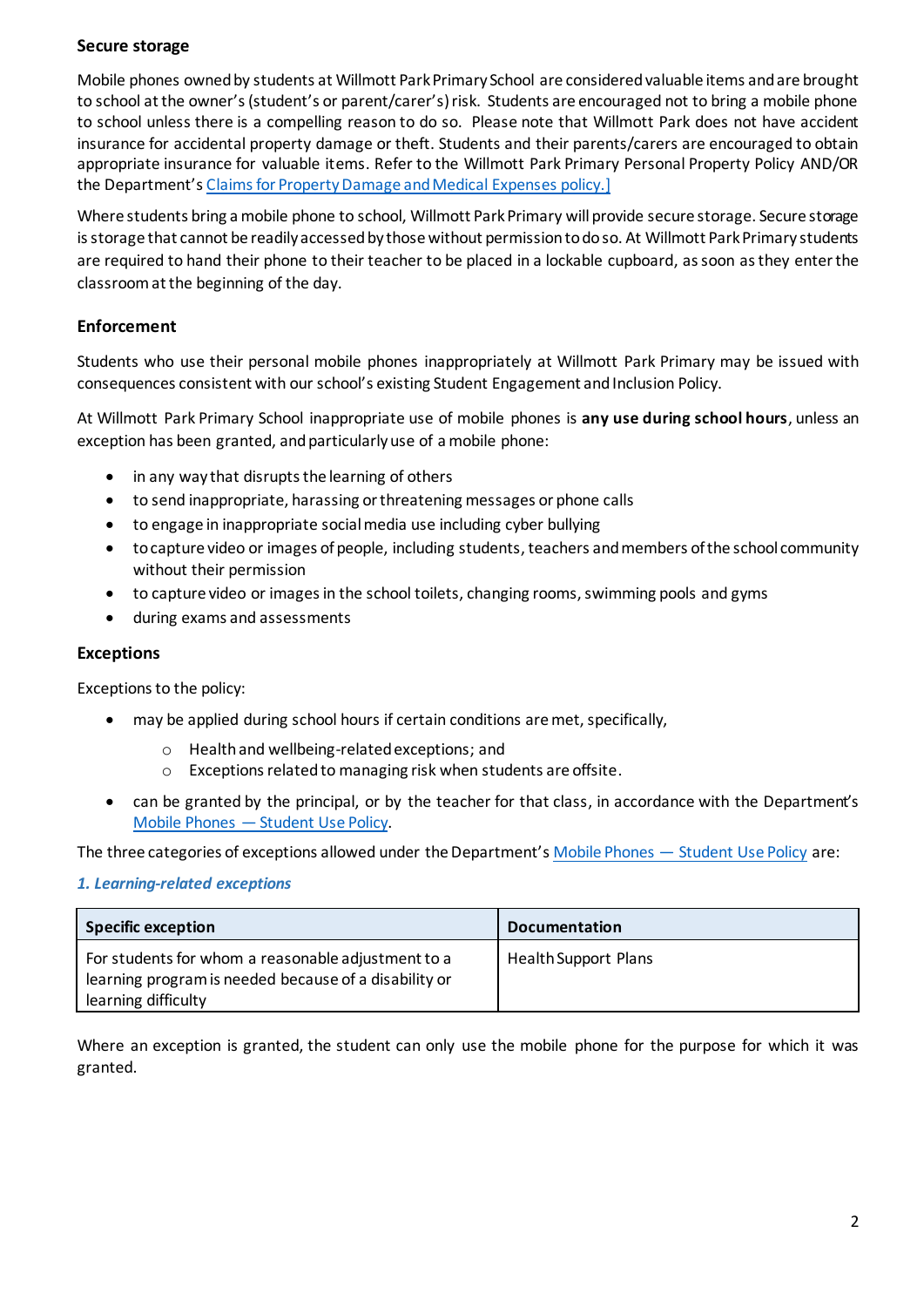### Secure storage

Mobile phones owned by students at Willmott Park Primary School are considered valuable items and are brought to school at the owner's (student's or parent/carer's) risk. Students are encouraged not to bring a mobile phone to school unless there is a compelling reason to do so. Please note that Willmott Park does not have accident insurance for accidental property damage or theft. Students and their parents/carers are encouraged to obtain appropriate insurance for valuable items. Refer to the Willmott Park Primary Personal Property Policy AND/OR the Department's [Claims for Property Damage and Medical Expenses policy.]

Where students bring a mobile phone to school, Willmott Park Primary will provide secure storage. Secure storage is storage that cannot be readily accessed by those without permission to do so. At Willmott Park Primary students are required to hand their phone to their teacher to be placed in a lockable cupboard, as soon as they enter the classroom at the beginning of the day.

### Enforcement

Students who use their personal mobile phones inappropriately at Willmott Park Primary may be issued with consequences consistent with our school's existing Student Engagement and Inclusion Policy.

At Willmott Park Primary School inappropriate use of mobile phones is **any use during school hours**, unless an exception has been granted, and particularly use of a mobile phone:

- in any way that disrupts the learning of others
- to send inappropriate, harassing or threatening messages or phone calls
- to engage in inappropriate social media use including cyber bullying
- to capture video or images of people, including students, teachers and members of the school community without their permission
- to capture video or images in the school toilets, changing rooms, swimming pools and gyms
- during exams and assessments

### Exceptions

Exceptions to the policy:

- may be applied during school hours if certain conditions are met, specifically,
  - Health and wellbeing-related exceptions; and
  - Exceptions related to managing risk when students are offsite.
- can be granted by the principal, or by the teacher for that class, in accordance with the Department's Mobile Phones — Student Use Policy.

The three categories of exceptions allowed under the Department's Mobile Phones — Student Use Policy are:

#### *1. Learning-related exceptions*

| Specific exception | Documentation |
|---|---|
| For students for whom a reasonable adjustment to a learning program is needed because of a disability or learning difficulty | Health Support Plans |

Where an exception is granted, the student can only use the mobile phone for the purpose for which it was granted.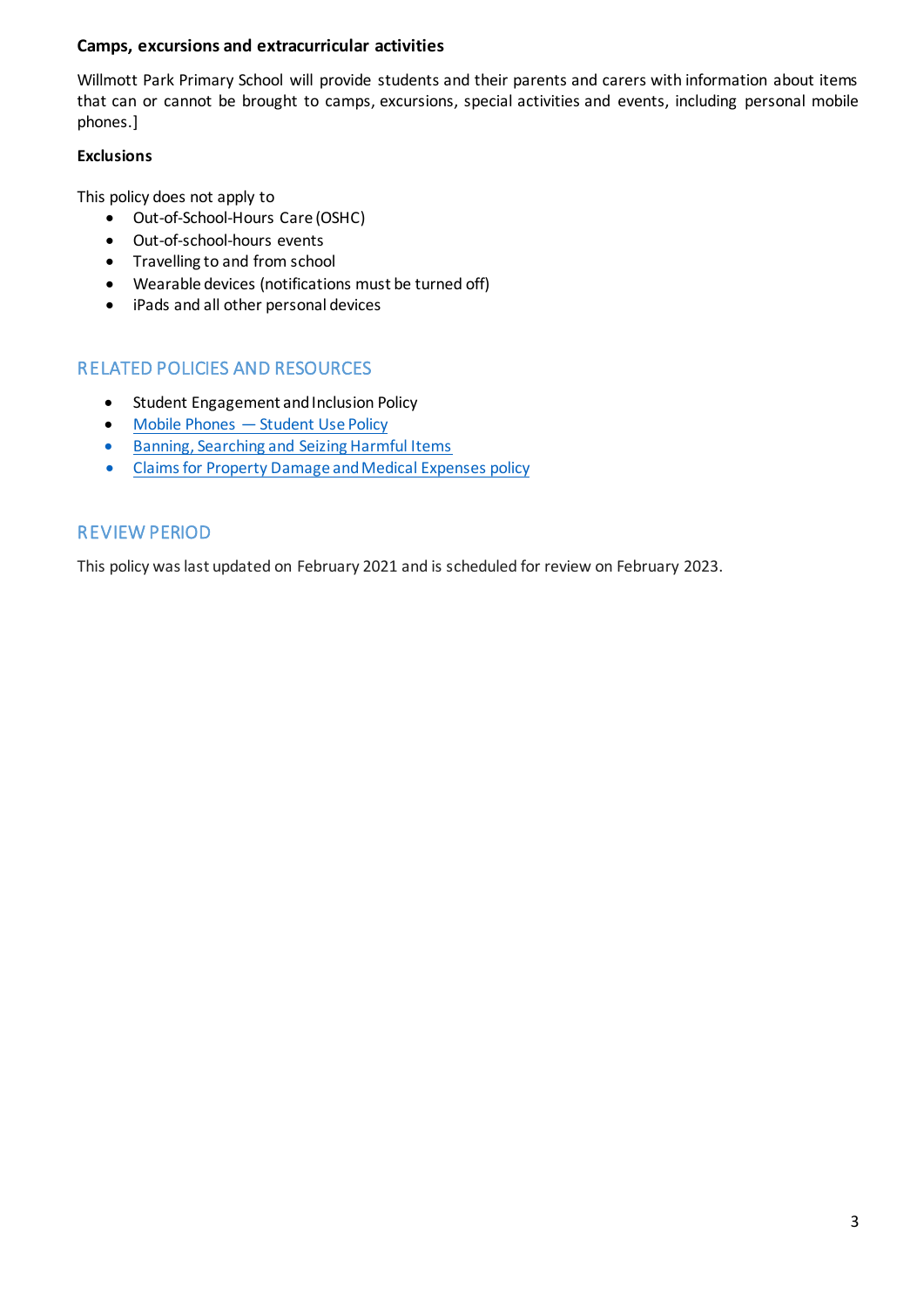**Camps, excursions and extracurricular activities**

Willmott Park Primary School will provide students and their parents and carers with information about items that can or cannot be brought to camps, excursions, special activities and events, including personal mobile phones.]

**Exclusions**

This policy does not apply to

- Out-of-School-Hours Care (OSHC)
- Out-of-school-hours events
- Travelling to and from school
- Wearable devices (notifications must be turned off)
- iPads and all other personal devices

## RELATED POLICIES AND RESOURCES

- Student Engagement and Inclusion Policy
- Mobile Phones — Student Use Policy
- Banning, Searching and Seizing Harmful Items
- Claims for Property Damage and Medical Expenses policy

## REVIEW PERIOD

This policy was last updated on February 2021 and is scheduled for review on February 2023.